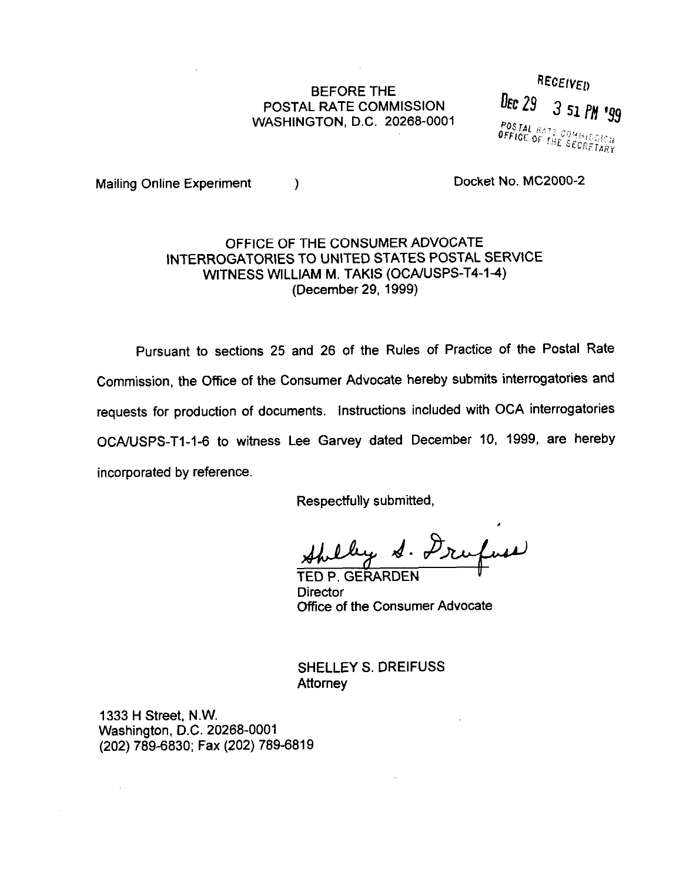BEFORE THE
POSTAL RATE COMMISSION
WASHINGTON, D.C. 20268-0001

RECEIVED
DEC 29 3 51 PM '99
POSTAL RATE COMMISSION
OFFICE OF THE SECRETARY

Mailing Online Experiment )      Docket No. MC2000-2

## OFFICE OF THE CONSUMER ADVOCATE INTERROGATORIES TO UNITED STATES POSTAL SERVICE WITNESS WILLIAM M. TAKIS (OCA/USPS-T4-1-4) (December 29, 1999)

Pursuant to sections 25 and 26 of the Rules of Practice of the Postal Rate Commission, the Office of the Consumer Advocate hereby submits interrogatories and requests for production of documents. Instructions included with OCA interrogatories OCA/USPS-T1-1-6 to witness Lee Garvey dated December 10, 1999, are hereby incorporated by reference.

Respectfully submitted,

Shelley S. Dreifuss

TED P. GERARDEN
Director
Office of the Consumer Advocate

SHELLEY S. DREIFUSS
Attorney

1333 H Street, N.W.
Washington, D.C. 20268-0001
(202) 789-6830; Fax (202) 789-6819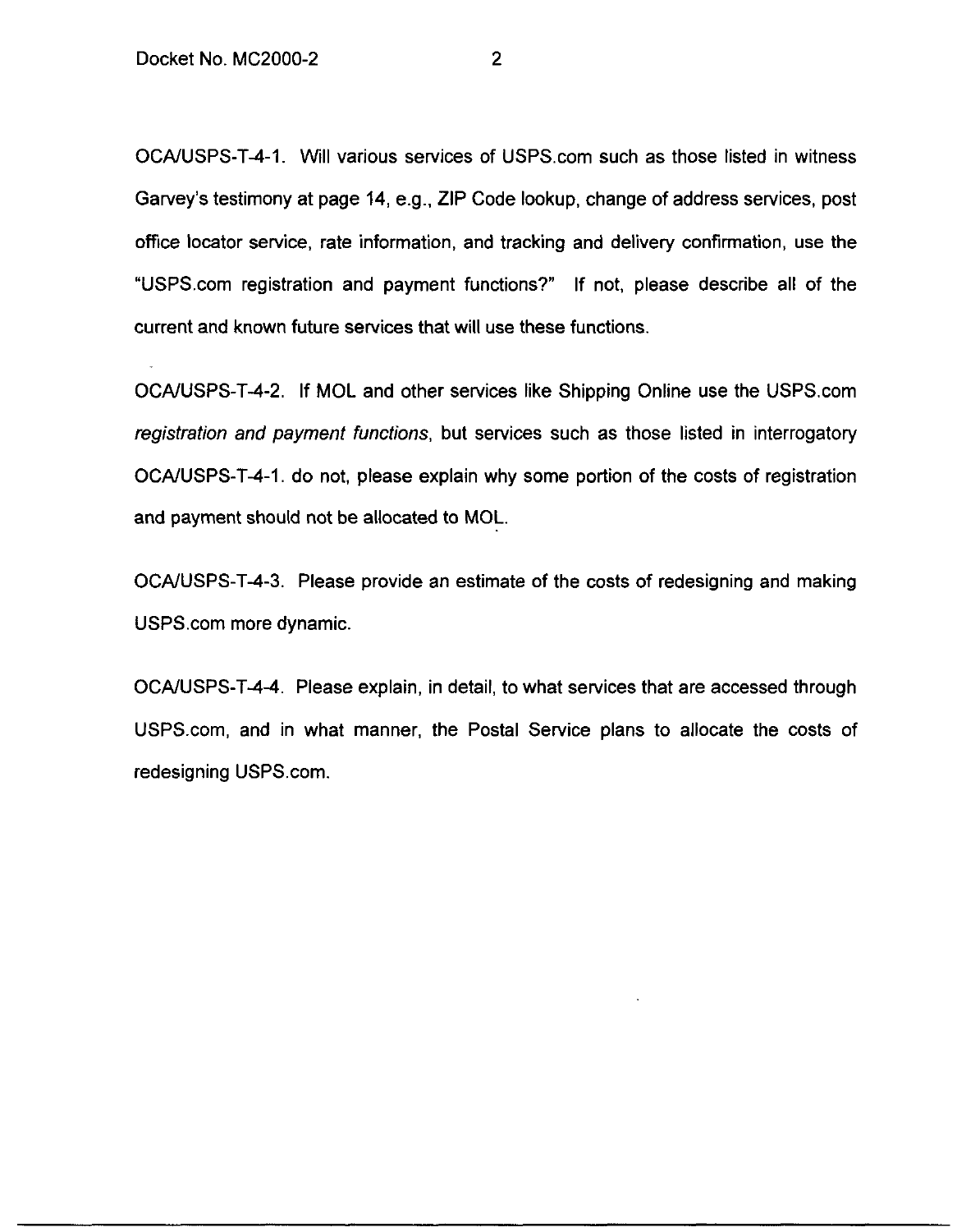OCA/USPS-T-4-1. Will various services of USPS.com such as those listed in witness Garvey's testimony at page 14, e.g., ZIP Code lookup, change of address services, post office locator service, rate information, and tracking and delivery confirmation, use the "USPS.com registration and payment functions?" If not, please describe all of the current and known future services that will use these functions.

OCA/USPS-T-4-2. If MOL and other services like Shipping Online use the USPS.com *registration and payment functions*, but services such as those listed in interrogatory OCA/USPS-T-4-1. do not, please explain why some portion of the costs of registration and payment should not be allocated to MOL.

OCA/USPS-T-4-3. Please provide an estimate of the costs of redesigning and making USPS.com more dynamic.

OCA/USPS-T-4-4. Please explain, in detail, to what services that are accessed through USPS.com, and in what manner, the Postal Service plans to allocate the costs of redesigning USPS.com.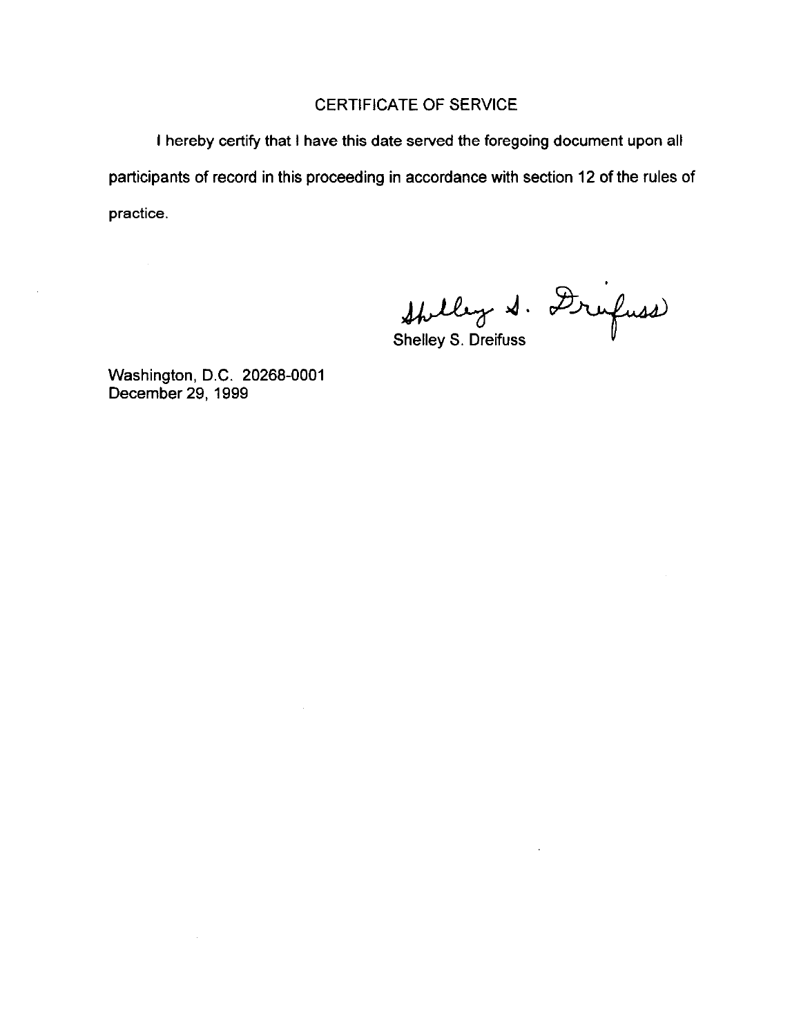# CERTIFICATE OF SERVICE

I hereby certify that I have this date served the foregoing document upon all participants of record in this proceeding in accordance with section 12 of the rules of practice.

Shelley S. Dreifuss

Washington, D.C. 20268-0001
December 29, 1999